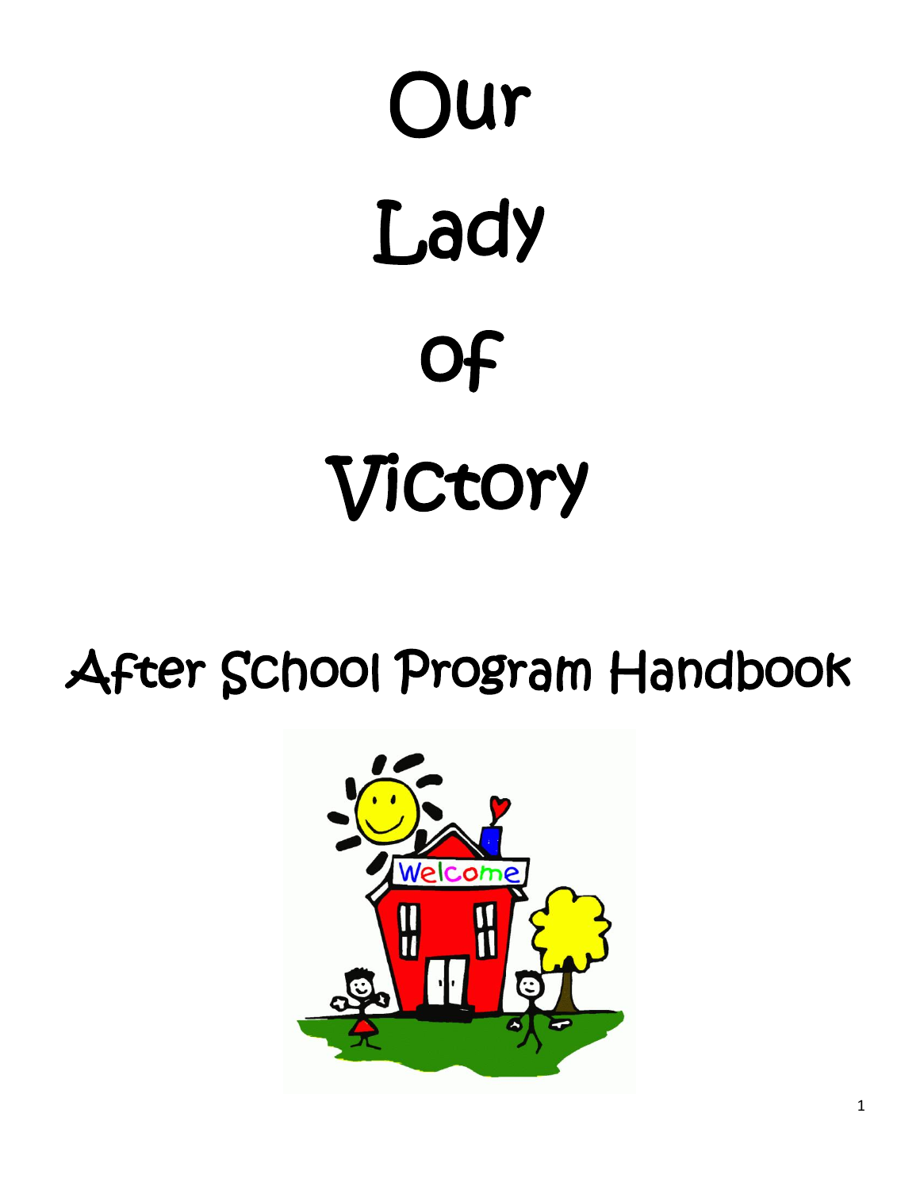# Our Lady of Victory

## After School Program Handbook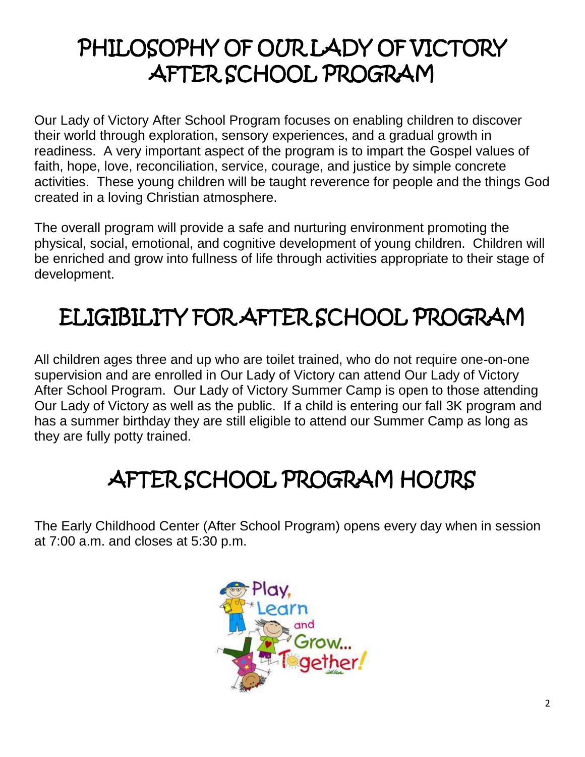# PHILOSOPHY OF OUR LADY OF VICTORY AFTER SCHOOL PROGRAM

Our Lady of Victory After School Program focuses on enabling children to discover their world through exploration, sensory experiences, and a gradual growth in readiness. A very important aspect of the program is to impart the Gospel values of faith, hope, love, reconciliation, service, courage, and justice by simple concrete activities. These young children will be taught reverence for people and the things God created in a loving Christian atmosphere.

The overall program will provide a safe and nurturing environment promoting the physical, social, emotional, and cognitive development of young children. Children will be enriched and grow into fullness of life through activities appropriate to their stage of development.

# ELIGIBILITY FOR AFTER SCHOOL PROGRAM

All children ages three and up who are toilet trained, who do not require one-on-one supervision and are enrolled in Our Lady of Victory can attend Our Lady of Victory After School Program. Our Lady of Victory Summer Camp is open to those attending Our Lady of Victory as well as the public. If a child is entering our fall 3K program and has a summer birthday they are still eligible to attend our Summer Camp as long as they are fully potty trained.

# AFTER SCHOOL PROGRAM HOURS

The Early Childhood Center (After School Program) opens every day when in session at 7:00 a.m. and closes at 5:30 p.m.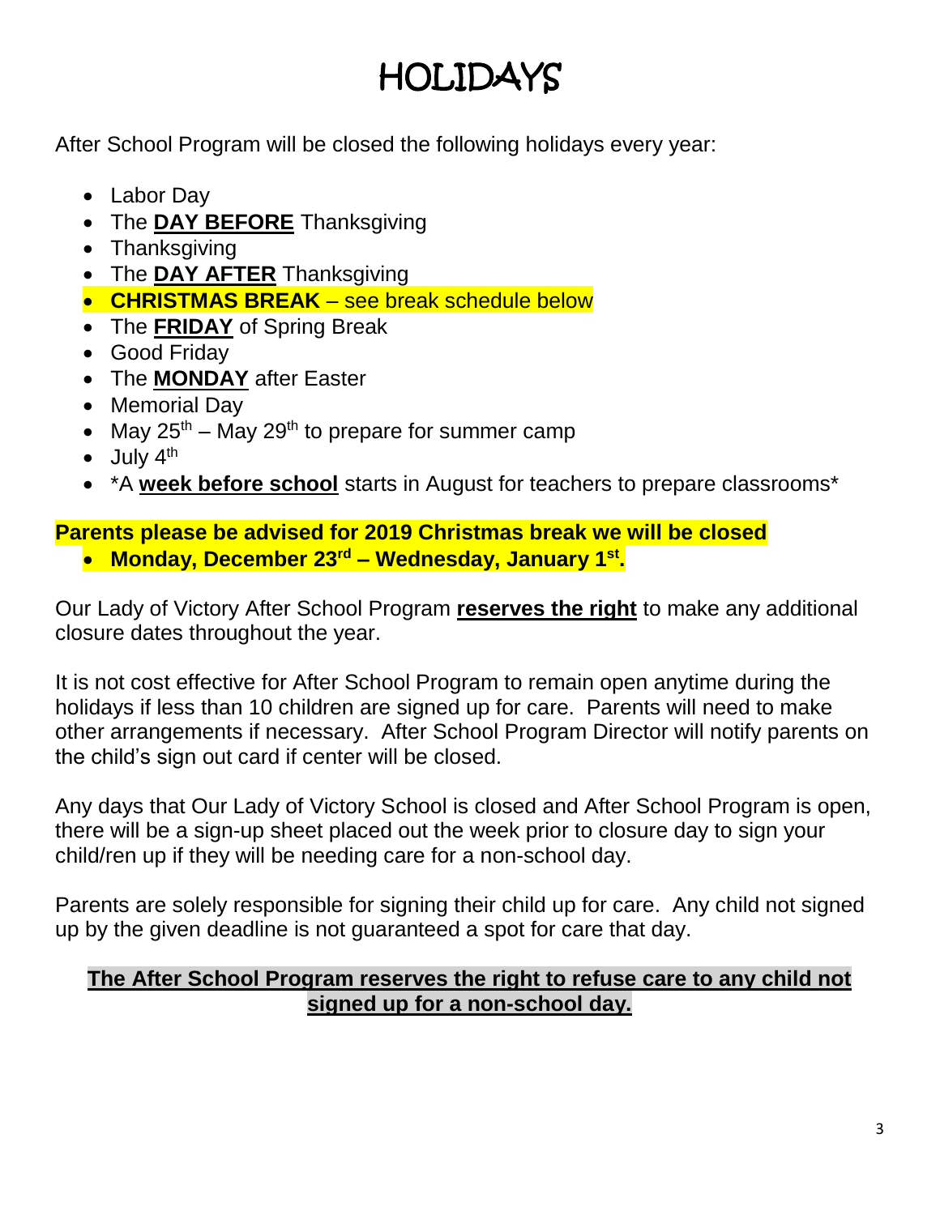# HOLIDAYS

After School Program will be closed the following holidays every year:

- Labor Day
- The **DAY BEFORE** Thanksgiving
- Thanksgiving
- The **DAY AFTER** Thanksgiving
- **CHRISTMAS BREAK** – see break schedule below
- The **FRIDAY** of Spring Break
- Good Friday
- The **MONDAY** after Easter
- Memorial Day
- May 25th – May 29th to prepare for summer camp
- July 4th
- *A **week before school** starts in August for teachers to prepare classrooms*

**Parents please be advised for 2019 Christmas break we will be closed**

- **Monday, December 23rd – Wednesday, January 1st.**

Our Lady of Victory After School Program **reserves the right** to make any additional closure dates throughout the year.

It is not cost effective for After School Program to remain open anytime during the holidays if less than 10 children are signed up for care. Parents will need to make other arrangements if necessary. After School Program Director will notify parents on the child's sign out card if center will be closed.

Any days that Our Lady of Victory School is closed and After School Program is open, there will be a sign-up sheet placed out the week prior to closure day to sign your child/ren up if they will be needing care for a non-school day.

Parents are solely responsible for signing their child up for care. Any child not signed up by the given deadline is not guaranteed a spot for care that day.

**The After School Program reserves the right to refuse care to any child not signed up for a non-school day.**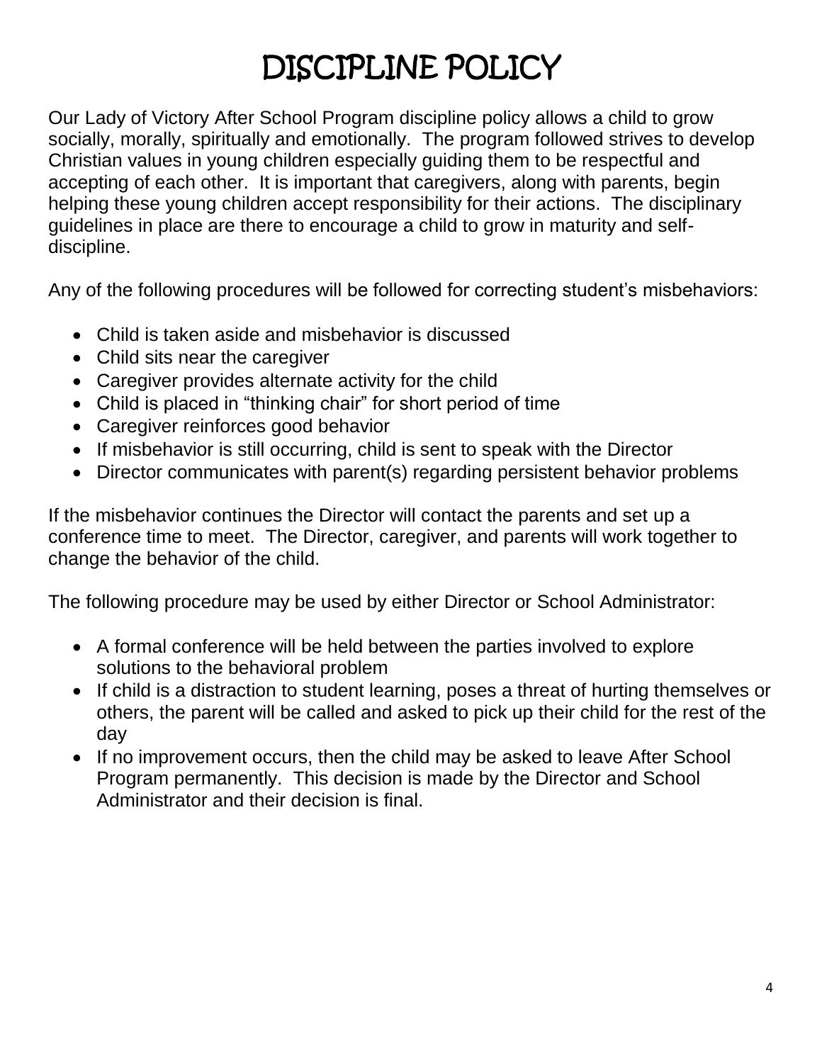# DISCIPLINE POLICY

Our Lady of Victory After School Program discipline policy allows a child to grow socially, morally, spiritually and emotionally. The program followed strives to develop Christian values in young children especially guiding them to be respectful and accepting of each other. It is important that caregivers, along with parents, begin helping these young children accept responsibility for their actions. The disciplinary guidelines in place are there to encourage a child to grow in maturity and self-discipline.

Any of the following procedures will be followed for correcting student's misbehaviors:

- Child is taken aside and misbehavior is discussed
- Child sits near the caregiver
- Caregiver provides alternate activity for the child
- Child is placed in "thinking chair" for short period of time
- Caregiver reinforces good behavior
- If misbehavior is still occurring, child is sent to speak with the Director
- Director communicates with parent(s) regarding persistent behavior problems

If the misbehavior continues the Director will contact the parents and set up a conference time to meet. The Director, caregiver, and parents will work together to change the behavior of the child.

The following procedure may be used by either Director or School Administrator:

- A formal conference will be held between the parties involved to explore solutions to the behavioral problem
- If child is a distraction to student learning, poses a threat of hurting themselves or others, the parent will be called and asked to pick up their child for the rest of the day
- If no improvement occurs, then the child may be asked to leave After School Program permanently. This decision is made by the Director and School Administrator and their decision is final.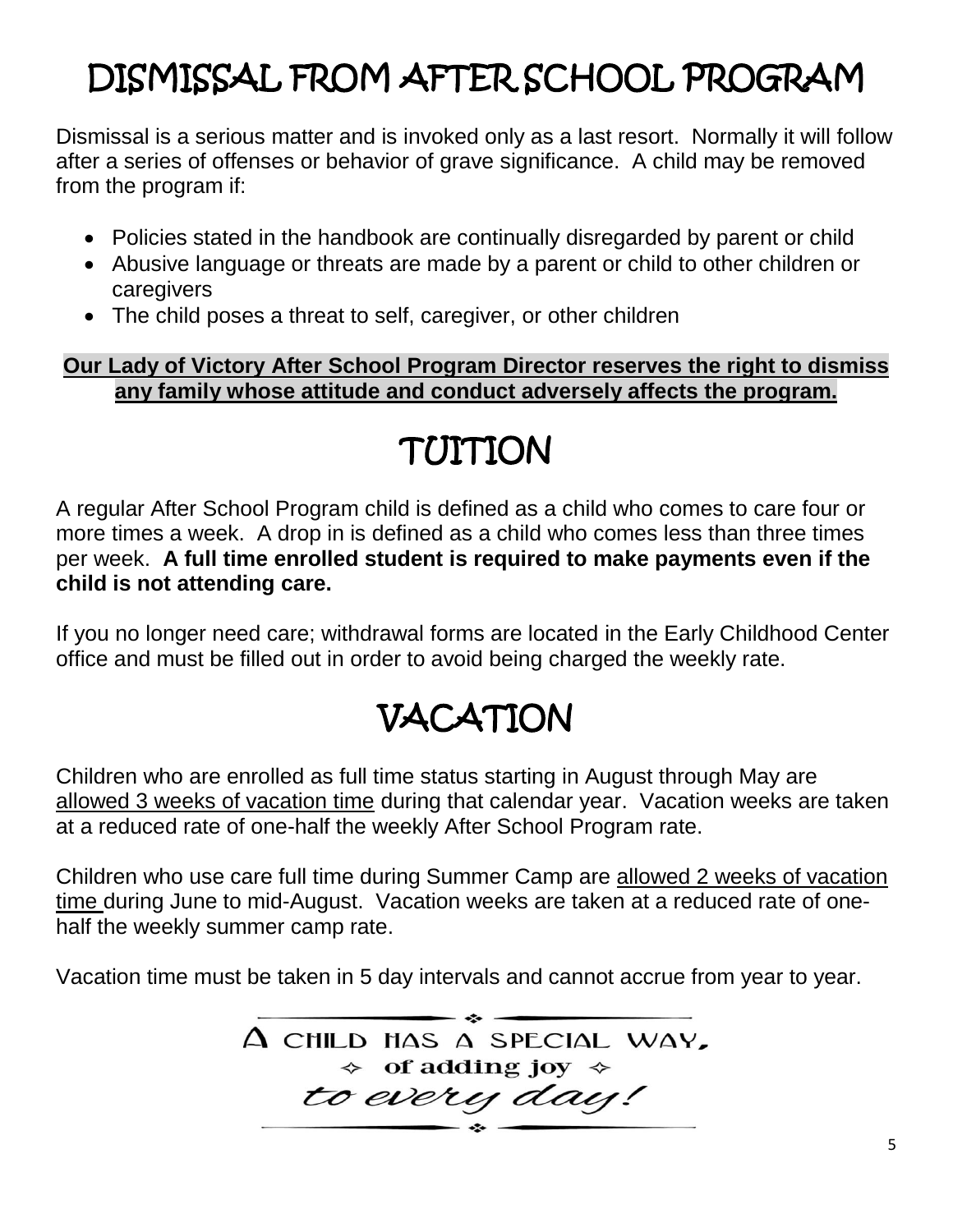# DISMISSAL FROM AFTER SCHOOL PROGRAM

Dismissal is a serious matter and is invoked only as a last resort. Normally it will follow after a series of offenses or behavior of grave significance. A child may be removed from the program if:

- Policies stated in the handbook are continually disregarded by parent or child
- Abusive language or threats are made by a parent or child to other children or caregivers
- The child poses a threat to self, caregiver, or other children

**Our Lady of Victory After School Program Director reserves the right to dismiss any family whose attitude and conduct adversely affects the program.**

# TUITION

A regular After School Program child is defined as a child who comes to care four or more times a week. A drop in is defined as a child who comes less than three times per week. **A full time enrolled student is required to make payments even if the child is not attending care.**

If you no longer need care; withdrawal forms are located in the Early Childhood Center office and must be filled out in order to avoid being charged the weekly rate.

# VACATION

Children who are enrolled as full time status starting in August through May are allowed 3 weeks of vacation time during that calendar year. Vacation weeks are taken at a reduced rate of one-half the weekly After School Program rate.

Children who use care full time during Summer Camp are allowed 2 weeks of vacation time during June to mid-August. Vacation weeks are taken at a reduced rate of one-half the weekly summer camp rate.

Vacation time must be taken in 5 day intervals and cannot accrue from year to year.

A CHILD HAS A SPECIAL WAY,
of adding joy
*to every day!*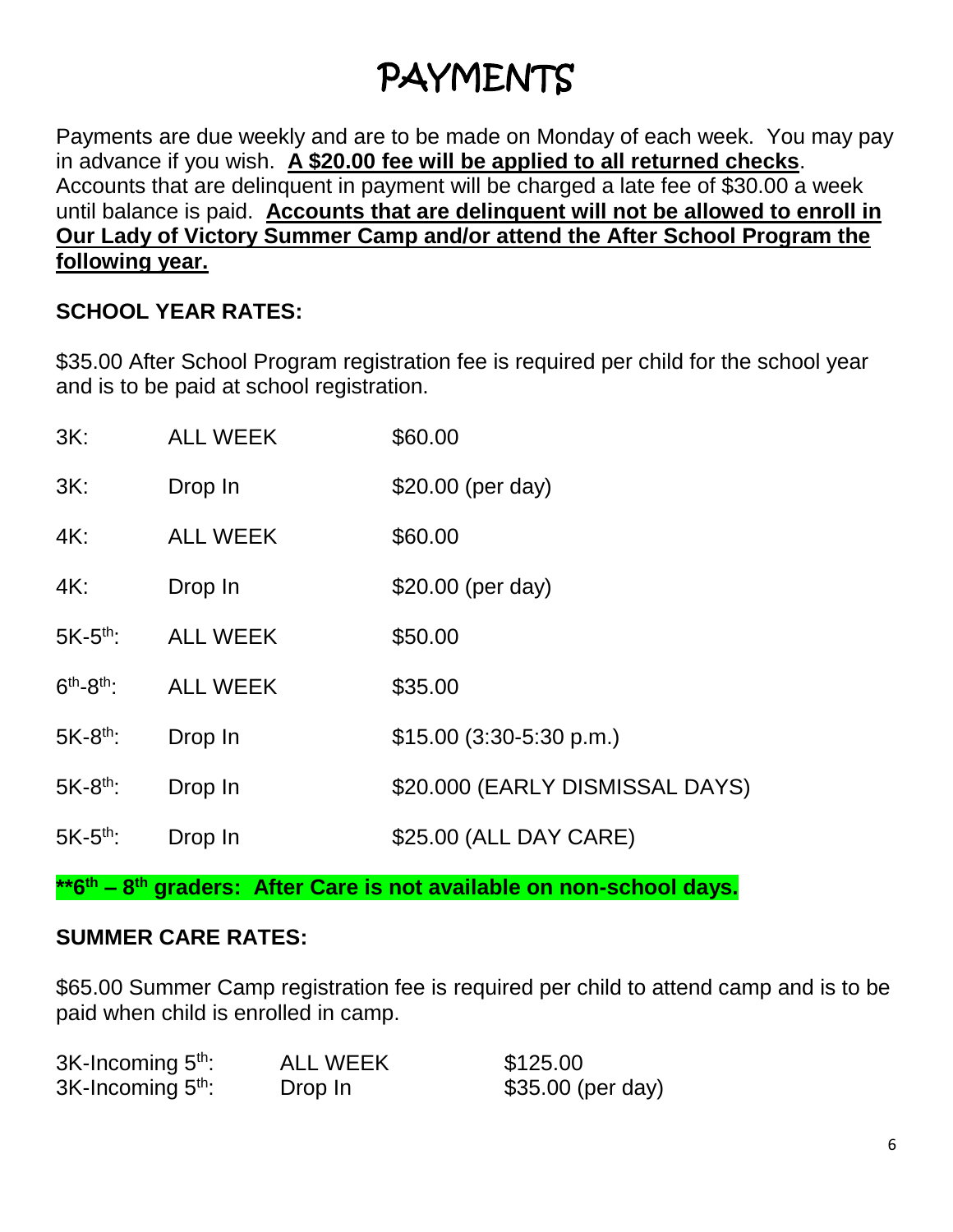# PAYMENTS

Payments are due weekly and are to be made on Monday of each week. You may pay in advance if you wish. **A $20.00 fee will be applied to all returned checks**. Accounts that are delinquent in payment will be charged a late fee of $30.00 a week until balance is paid. **Accounts that are delinquent will not be allowed to enroll in Our Lady of Victory Summer Camp and/or attend the After School Program the following year.**

**SCHOOL YEAR RATES:**

$35.00 After School Program registration fee is required per child for the school year and is to be paid at school registration.

| | | |
|---|---|---|
| 3K: | ALL WEEK | $60.00 |
| 3K: | Drop In | $20.00 (per day) |
| 4K: | ALL WEEK | $60.00 |
| 4K: | Drop In | $20.00 (per day) |
| 5K-5th: | ALL WEEK | $50.00 |
| 6th-8th: | ALL WEEK | $35.00 |
| 5K-8th: | Drop In | $15.00 (3:30-5:30 p.m.) |
| 5K-8th: | Drop In | $20.000 (EARLY DISMISSAL DAYS) |
| 5K-5th: | Drop In | $25.00 (ALL DAY CARE) |

**\*\*6th – 8th graders: After Care is not available on non-school days.**

**SUMMER CARE RATES:**

$65.00 Summer Camp registration fee is required per child to attend camp and is to be paid when child is enrolled in camp.

| | | |
|---|---|---|
| 3K-Incoming 5th: | ALL WEEK | $125.00 |
| 3K-Incoming 5th: | Drop In | $35.00 (per day) |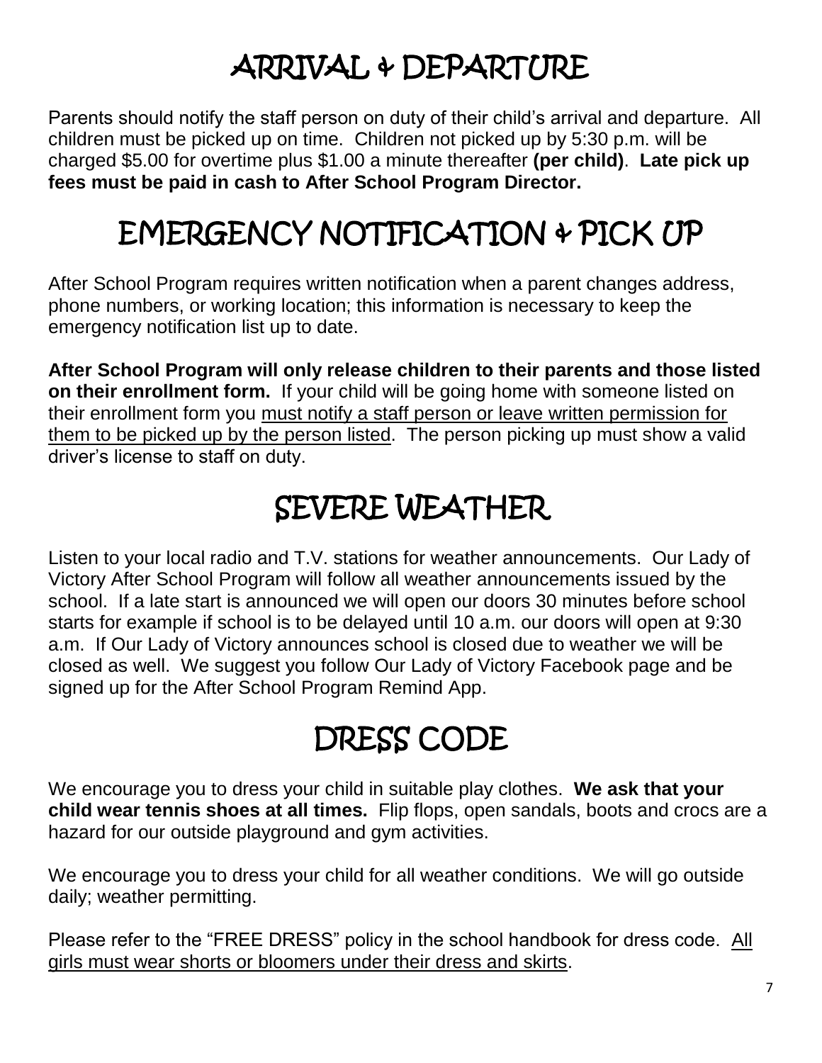# ARRIVAL & DEPARTURE

Parents should notify the staff person on duty of their child's arrival and departure. All children must be picked up on time. Children not picked up by 5:30 p.m. will be charged $5.00 for overtime plus $1.00 a minute thereafter **(per child)**. **Late pick up fees must be paid in cash to After School Program Director.**

# EMERGENCY NOTIFICATION & PICK UP

After School Program requires written notification when a parent changes address, phone numbers, or working location; this information is necessary to keep the emergency notification list up to date.

**After School Program will only release children to their parents and those listed on their enrollment form.** If your child will be going home with someone listed on their enrollment form you <u>must notify a staff person or leave written permission for them to be picked up by the person listed</u>. The person picking up must show a valid driver's license to staff on duty.

# SEVERE WEATHER

Listen to your local radio and T.V. stations for weather announcements. Our Lady of Victory After School Program will follow all weather announcements issued by the school. If a late start is announced we will open our doors 30 minutes before school starts for example if school is to be delayed until 10 a.m. our doors will open at 9:30 a.m. If Our Lady of Victory announces school is closed due to weather we will be closed as well. We suggest you follow Our Lady of Victory Facebook page and be signed up for the After School Program Remind App.

# DRESS CODE

We encourage you to dress your child in suitable play clothes. **We ask that your child wear tennis shoes at all times.** Flip flops, open sandals, boots and crocs are a hazard for our outside playground and gym activities.

We encourage you to dress your child for all weather conditions. We will go outside daily; weather permitting.

Please refer to the "FREE DRESS" policy in the school handbook for dress code. <u>All girls must wear shorts or bloomers under their dress and skirts</u>.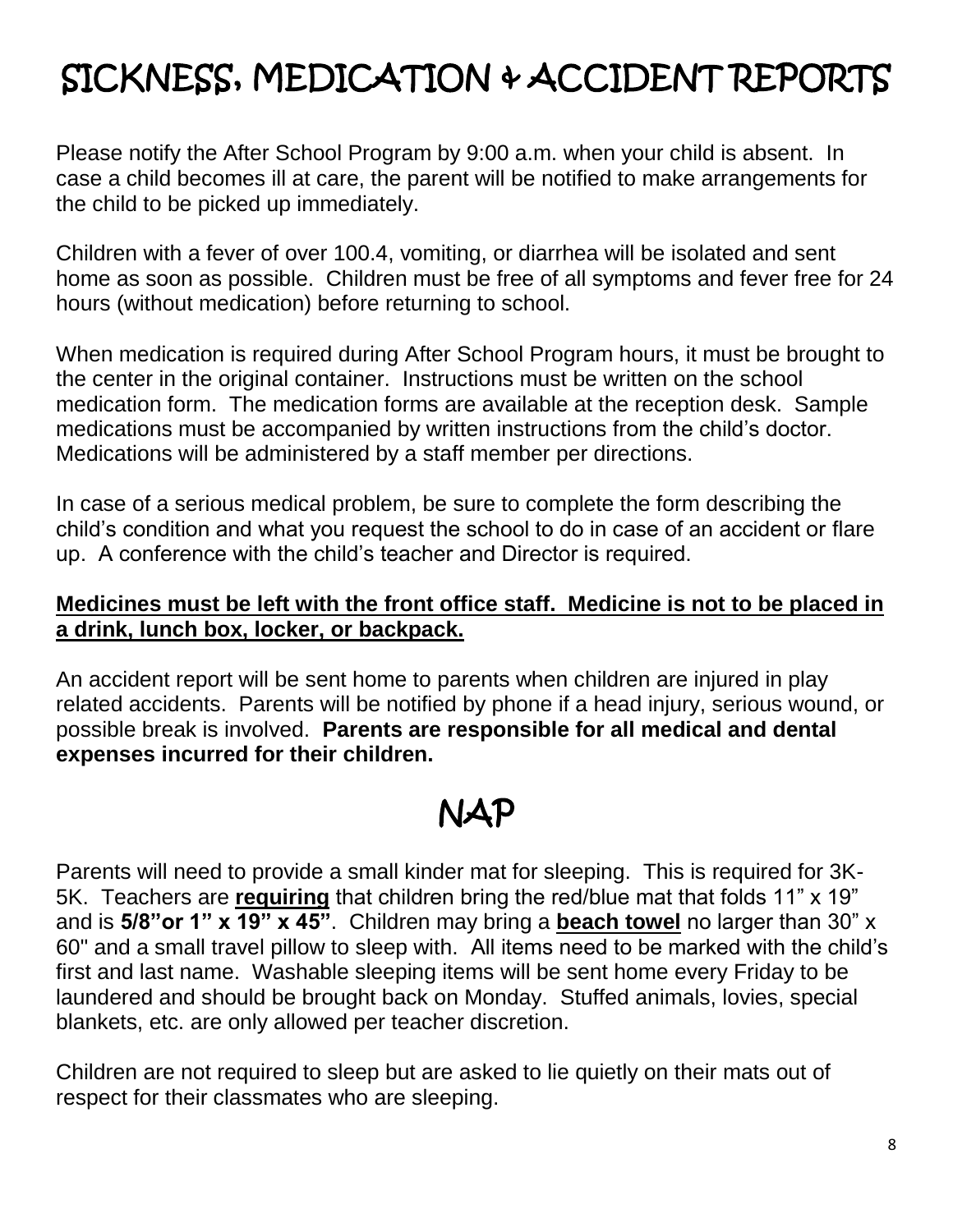# SICKNESS, MEDICATION & ACCIDENT REPORTS

Please notify the After School Program by 9:00 a.m. when your child is absent. In case a child becomes ill at care, the parent will be notified to make arrangements for the child to be picked up immediately.

Children with a fever of over 100.4, vomiting, or diarrhea will be isolated and sent home as soon as possible. Children must be free of all symptoms and fever free for 24 hours (without medication) before returning to school.

When medication is required during After School Program hours, it must be brought to the center in the original container. Instructions must be written on the school medication form. The medication forms are available at the reception desk. Sample medications must be accompanied by written instructions from the child's doctor. Medications will be administered by a staff member per directions.

In case of a serious medical problem, be sure to complete the form describing the child's condition and what you request the school to do in case of an accident or flare up. A conference with the child's teacher and Director is required.

<u>**Medicines must be left with the front office staff. Medicine is not to be placed in a drink, lunch box, locker, or backpack.**</u>

An accident report will be sent home to parents when children are injured in play related accidents. Parents will be notified by phone if a head injury, serious wound, or possible break is involved. **Parents are responsible for all medical and dental expenses incurred for their children.**

# NAP

Parents will need to provide a small kinder mat for sleeping. This is required for 3K-5K. Teachers are <u>**requiring**</u> that children bring the red/blue mat that folds 11" x 19" and is **5/8"or 1" x 19" x 45"**. Children may bring a <u>**beach towel**</u> no larger than 30" x 60" and a small travel pillow to sleep with. All items need to be marked with the child's first and last name. Washable sleeping items will be sent home every Friday to be laundered and should be brought back on Monday. Stuffed animals, lovies, special blankets, etc. are only allowed per teacher discretion.

Children are not required to sleep but are asked to lie quietly on their mats out of respect for their classmates who are sleeping.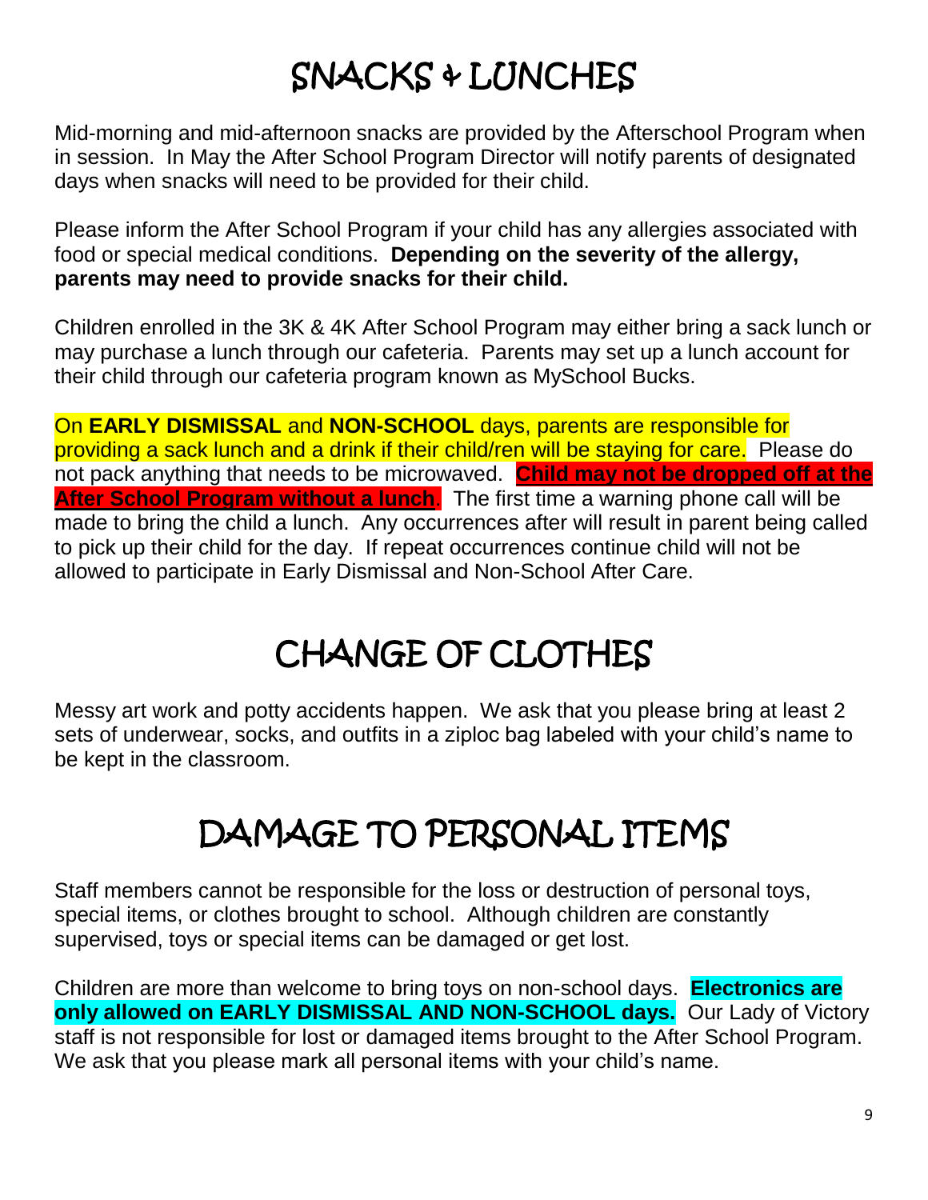# SNACKS & LUNCHES

Mid-morning and mid-afternoon snacks are provided by the Afterschool Program when in session. In May the After School Program Director will notify parents of designated days when snacks will need to be provided for their child.

Please inform the After School Program if your child has any allergies associated with food or special medical conditions. **Depending on the severity of the allergy, parents may need to provide snacks for their child.**

Children enrolled in the 3K & 4K After School Program may either bring a sack lunch or may purchase a lunch through our cafeteria. Parents may set up a lunch account for their child through our cafeteria program known as MySchool Bucks.

On **EARLY DISMISSAL** and **NON-SCHOOL** days, parents are responsible for providing a sack lunch and a drink if their child/ren will be staying for care. Please do not pack anything that needs to be microwaved. **Child may not be dropped off at the After School Program without a lunch**. The first time a warning phone call will be made to bring the child a lunch. Any occurrences after will result in parent being called to pick up their child for the day. If repeat occurrences continue child will not be allowed to participate in Early Dismissal and Non-School After Care.

# CHANGE OF CLOTHES

Messy art work and potty accidents happen. We ask that you please bring at least 2 sets of underwear, socks, and outfits in a ziploc bag labeled with your child's name to be kept in the classroom.

# DAMAGE TO PERSONAL ITEMS

Staff members cannot be responsible for the loss or destruction of personal toys, special items, or clothes brought to school. Although children are constantly supervised, toys or special items can be damaged or get lost.

Children are more than welcome to bring toys on non-school days. **Electronics are only allowed on EARLY DISMISSAL AND NON-SCHOOL days.** Our Lady of Victory staff is not responsible for lost or damaged items brought to the After School Program. We ask that you please mark all personal items with your child's name.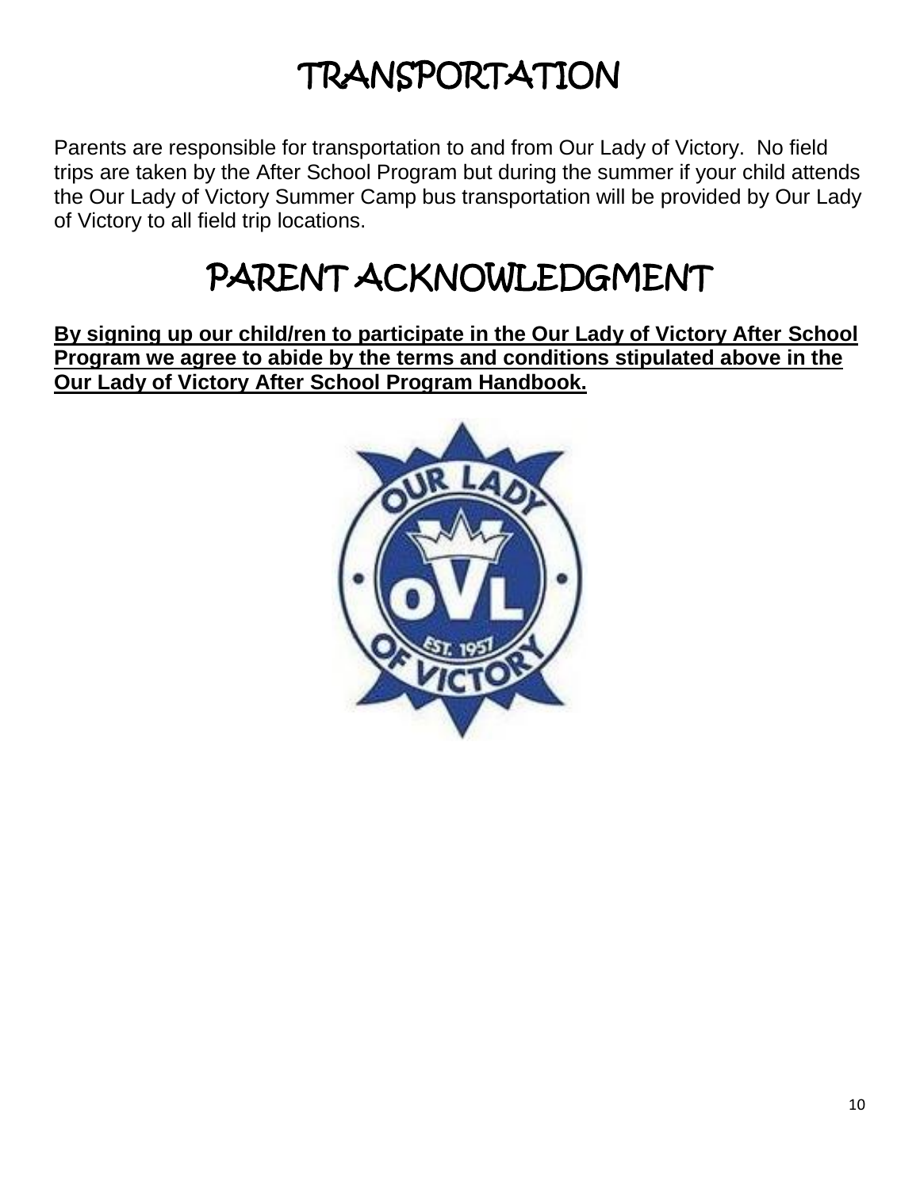# TRANSPORTATION

Parents are responsible for transportation to and from Our Lady of Victory. No field trips are taken by the After School Program but during the summer if your child attends the Our Lady of Victory Summer Camp bus transportation will be provided by Our Lady of Victory to all field trip locations.

# PARENT ACKNOWLEDGMENT

**By signing up our child/ren to participate in the Our Lady of Victory After School Program we agree to abide by the terms and conditions stipulated above in the Our Lady of Victory After School Program Handbook.**